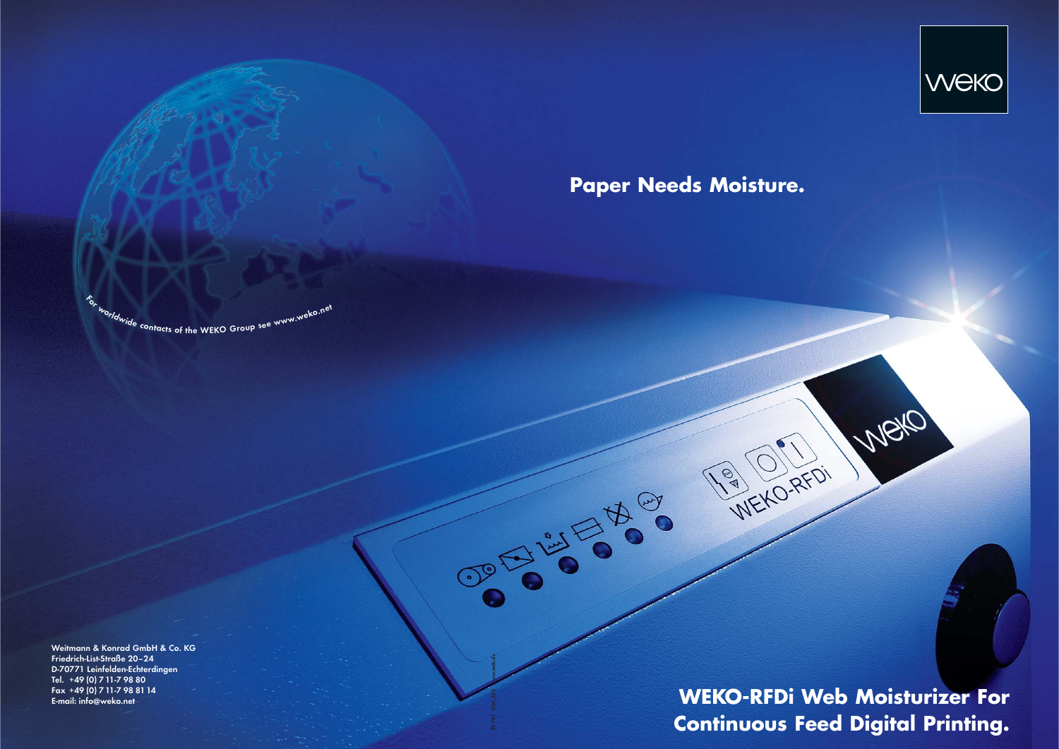# Paper Needs Moisture.

For worldwide contacts of the WEKO Group see www.weko.net

Weitmann & Konrad GmbH & Co. KG
Friedrich-List-Straße 20–24
D-70771 Leinfelden-Echterdingen
Tel. +49 (0) 7 11-7 98 80
Fax +49 (0) 7 11-7 98 81 14
E-mail: info@weko.net

## WEKO-RFDi Web Moisturizer For Continuous Feed Digital Printing.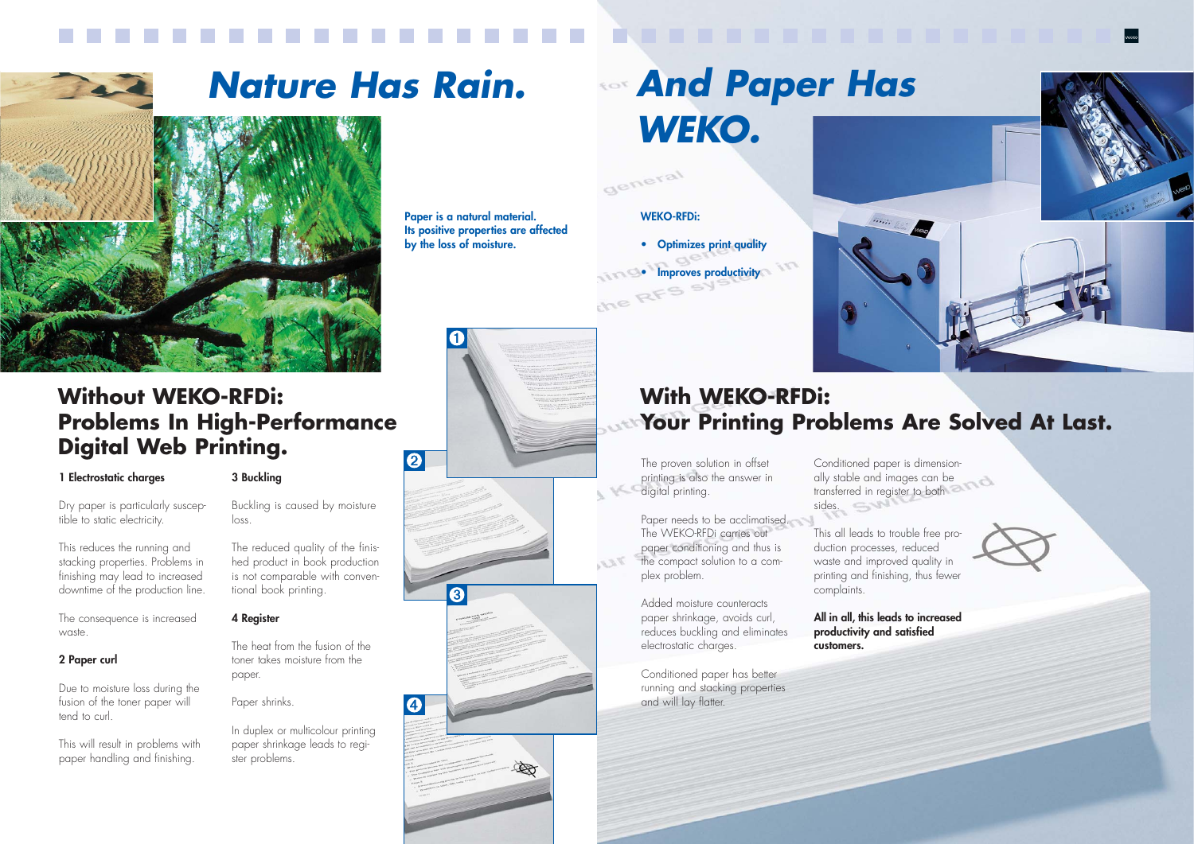# *Nature Has Rain.*

# *And Paper Has WEKO.*

**Paper is a natural material.**
**Its positive properties are affected by the loss of moisture.**

**WEKO-RFDi:**

- **Optimizes print quality**
- **Improves productivity**

## Without WEKO-RFDi: Problems In High-Performance Digital Web Printing.

### 1 Electrostatic charges

Dry paper is particularly susceptible to static electricity.

This reduces the running and stacking properties. Problems in finishing may lead to increased downtime of the production line.

The consequence is increased waste.

### 2 Paper curl

Due to moisture loss during the fusion of the toner paper will tend to curl.

This will result in problems with paper handling and finishing.

### 3 Buckling

Buckling is caused by moisture loss.

The reduced quality of the finished product in book production is not comparable with conventional book printing.

### 4 Register

The heat from the fusion of the toner takes moisture from the paper.

Paper shrinks.

In duplex or multicolour printing paper shrinkage leads to register problems.

## With WEKO-RFDi: Your Printing Problems Are Solved At Last.

The proven solution in offset printing is also the answer in digital printing.

Paper needs to be acclimatised. The WEKO-RFDi carries out paper conditioning and thus is the compact solution to a complex problem.

Added moisture counteracts paper shrinkage, avoids curl, reduces buckling and eliminates electrostatic charges.

Conditioned paper has better running and stacking properties and will lay flatter.

Conditioned paper is dimensionally stable and images can be transferred in register to both sides.

This all leads to trouble free production processes, reduced waste and improved quality in printing and finishing, thus fewer complaints.

**All in all, this leads to increased productivity and satisfied customers.**